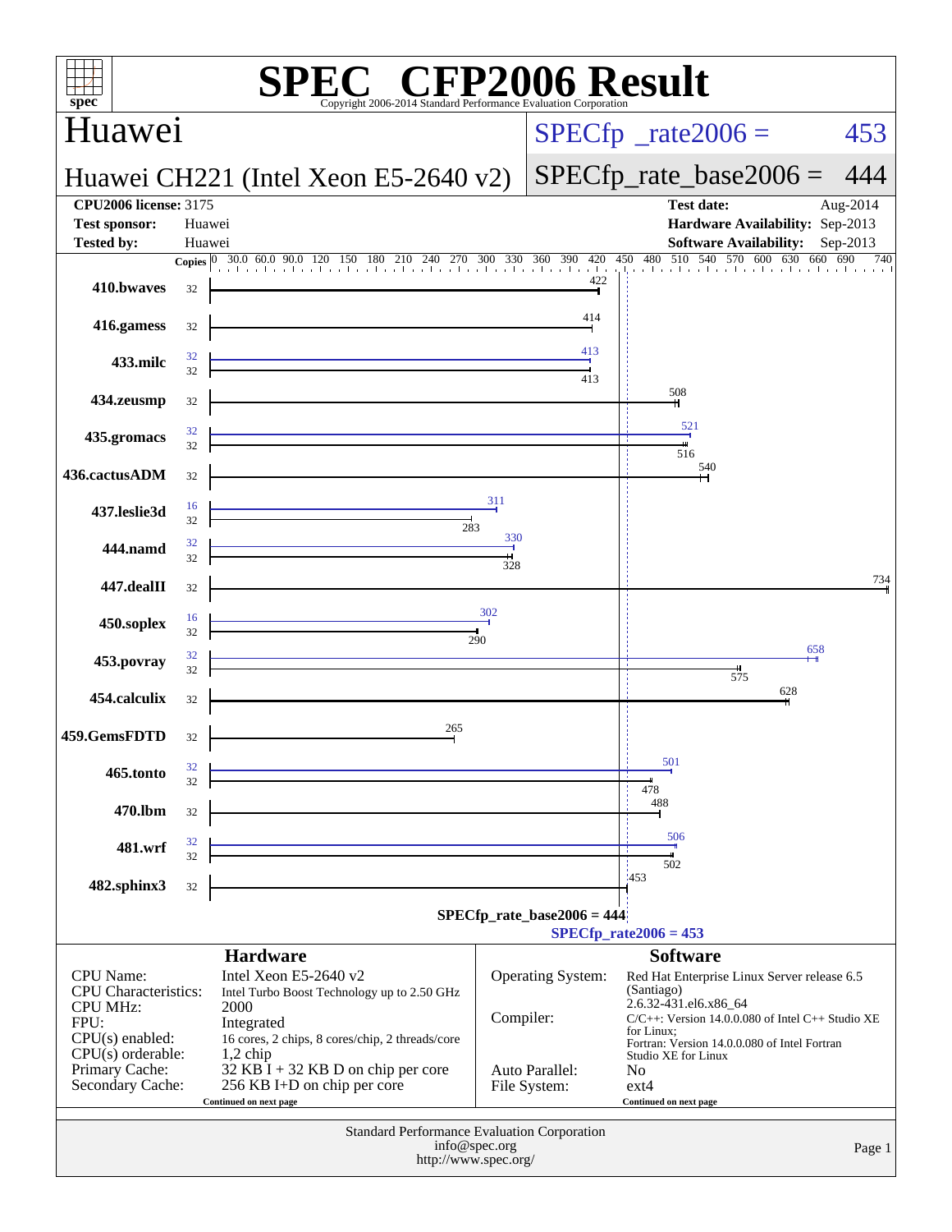# SPEC CFP2006 Result

Copyright 2006-2014 Standard Performance Evaluation Corporation

## Huawei

**Huawei CH221 (Intel Xeon E5-2640 v2)**

SPECfp_rate2006 = 453

SPECfp_rate_base2006 = 444

| | | | |
|---|---|---|---|
| **CPU2006 license:** 3175 | | **Test date:** | Aug-2014 |
| **Test sponsor:** | Huawei | **Hardware Availability:** | Sep-2013 |
| **Tested by:** | Huawei | **Software Availability:** | Sep-2013 |

| Benchmark | Copies (peak) | Copies (base) | Peak | Base |
|---|---|---|---|---|
| 410.bwaves | | 32 | | 422 |
| 416.gamess | | 32 | | 414 |
| 433.milc | 32 | 32 | 413 | 413 |
| 434.zeusmp | | 32 | | 508 |
| 435.gromacs | 32 | 32 | 521 | 516 |
| 436.cactusADM | | 32 | | 540 |
| 437.leslie3d | 16 | 32 | 311 | 283 |
| 444.namd | 32 | 32 | 330 | 328 |
| 447.dealII | | 32 | | 734 |
| 450.soplex | 16 | 32 | 302 | 290 |
| 453.povray | 32 | 32 | 658 | 575 |
| 454.calculix | | 32 | | 628 |
| 459.GemsFDTD | | 32 | | 265 |
| 465.tonto | 32 | 32 | 501 | 478 |
| 470.lbm | | 32 | | 488 |
| 481.wrf | 32 | 32 | 506 | 502 |
| 482.sphinx3 | | 32 | | 453 |

SPECfp_rate_base2006 = 444

SPECfp_rate2006 = 453

## Hardware

| | |
|---|---|
| CPU Name: | Intel Xeon E5-2640 v2 |
| CPU Characteristics: | Intel Turbo Boost Technology up to 2.50 GHz |
| CPU MHz: | 2000 |
| FPU: | Integrated |
| CPU(s) enabled: | 16 cores, 2 chips, 8 cores/chip, 2 threads/core |
| CPU(s) orderable: | 1,2 chip |
| Primary Cache: | 32 KB I + 32 KB D on chip per core |
| Secondary Cache: | 256 KB I+D on chip per core |

Continued on next page

## Software

| | |
|---|---|
| Operating System: | Red Hat Enterprise Linux Server release 6.5 (Santiago) 2.6.32-431.el6.x86_64 |
| Compiler: | C/C++: Version 14.0.0.080 of Intel C++ Studio XE for Linux; Fortran: Version 14.0.0.080 of Intel Fortran Studio XE for Linux |
| Auto Parallel: | No |
| File System: | ext4 |

Continued on next page

Standard Performance Evaluation Corporation
info@spec.org
http://www.spec.org/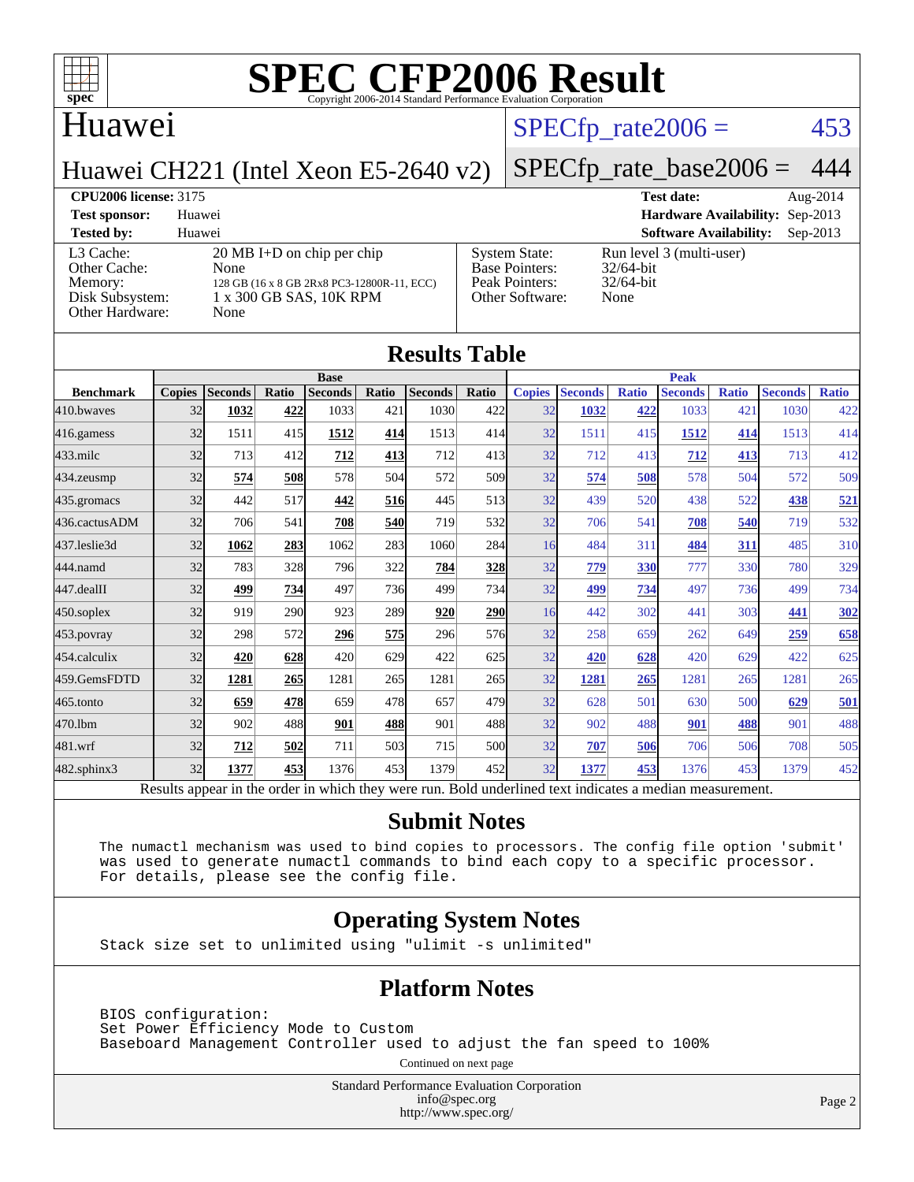# SPEC CFP2006 Result

Copyright 2006-2014 Standard Performance Evaluation Corporation

## Huawei

Huawei CH221 (Intel Xeon E5-2640 v2)

SPECfp_rate2006 = 453

SPECfp_rate_base2006 = 444

**CPU2006 license:** 3175 | **Test date:** Aug-2014
**Test sponsor:** Huawei | **Hardware Availability:** Sep-2013
**Tested by:** Huawei | **Software Availability:** Sep-2013

| | |
|---|---|
| L3 Cache: | 20 MB I+D on chip per chip |
| Other Cache: | None |
| Memory: | 128 GB (16 x 8 GB 2Rx8 PC3-12800R-11, ECC) |
| Disk Subsystem: | 1 x 300 GB SAS, 10K RPM |
| Other Hardware: | None |

| | |
|---|---|
| System State: | Run level 3 (multi-user) |
| Base Pointers: | 32/64-bit |
| Peak Pointers: | 32/64-bit |
| Other Software: | None |

## Results Table

| | Base | | | | | | | Peak | | | | | | |
|---|---|---|---|---|---|---|---|---|---|---|---|---|---|---|
| **Benchmark** | **Copies** | **Seconds** | **Ratio** | **Seconds** | **Ratio** | **Seconds** | **Ratio** | **Copies** | **Seconds** | **Ratio** | **Seconds** | **Ratio** | **Seconds** | **Ratio** |
| 410.bwaves | 32 | **1032** | **422** | 1033 | 421 | 1030 | 422 | 32 | **1032** | **422** | 1033 | 421 | 1030 | 422 |
| 416.gamess | 32 | 1511 | 415 | **1512** | **414** | 1513 | 414 | 32 | 1511 | 415 | **1512** | **414** | 1513 | 414 |
| 433.milc | 32 | 713 | 412 | **712** | **413** | 712 | 413 | 32 | 712 | 413 | **712** | **413** | 713 | 412 |
| 434.zeusmp | 32 | **574** | **508** | 578 | 504 | 572 | 509 | 32 | **574** | **508** | 578 | 504 | 572 | 509 |
| 435.gromacs | 32 | 442 | 517 | **442** | **516** | 445 | 513 | 32 | 439 | 520 | 438 | 522 | **438** | **521** |
| 436.cactusADM | 32 | 706 | 541 | **708** | **540** | 719 | 532 | 32 | 706 | 541 | **708** | **540** | 719 | 532 |
| 437.leslie3d | 32 | **1062** | **283** | 1062 | 283 | 1060 | 284 | 16 | 484 | 311 | **484** | **311** | 485 | 310 |
| 444.namd | 32 | 783 | 328 | 796 | 322 | **784** | **328** | 32 | **779** | **330** | 777 | 330 | 780 | 329 |
| 447.dealII | 32 | **499** | **734** | 497 | 736 | 499 | 734 | 32 | **499** | **734** | 497 | 736 | 499 | 734 |
| 450.soplex | 32 | 919 | 290 | 923 | 289 | **920** | **290** | 16 | 442 | 302 | 441 | 303 | **441** | **302** |
| 453.povray | 32 | 298 | 572 | **296** | **575** | 296 | 576 | 32 | 258 | 659 | 262 | 649 | **259** | **658** |
| 454.calculix | 32 | **420** | **628** | 420 | 629 | 422 | 625 | 32 | **420** | **628** | 420 | 629 | 422 | 625 |
| 459.GemsFDTD | 32 | **1281** | **265** | 1281 | 265 | 1281 | 265 | 32 | **1281** | **265** | 1281 | 265 | 1281 | 265 |
| 465.tonto | 32 | **659** | **478** | 659 | 478 | 657 | 479 | 32 | 628 | 501 | 630 | 500 | **629** | **501** |
| 470.lbm | 32 | 902 | 488 | **901** | **488** | 901 | 488 | 32 | 902 | 488 | **901** | **488** | 901 | 488 |
| 481.wrf | 32 | **712** | **502** | 711 | 503 | 715 | 500 | 32 | **707** | **506** | 706 | 506 | 708 | 505 |
| 482.sphinx3 | 32 | **1377** | **453** | 1376 | 453 | 1379 | 452 | 32 | **1377** | **453** | 1376 | 453 | 1379 | 452 |

Results appear in the order in which they were run. Bold underlined text indicates a median measurement.

## Submit Notes

```
The numactl mechanism was used to bind copies to processors. The config file option 'submit'
was used to generate numactl commands to bind each copy to a specific processor.
For details, please see the config file.
```

## Operating System Notes

```
Stack size set to unlimited using "ulimit -s unlimited"
```

## Platform Notes

```
BIOS configuration:
Set Power Efficiency Mode to Custom
Baseboard Management Controller used to adjust the fan speed to 100%
```

Continued on next page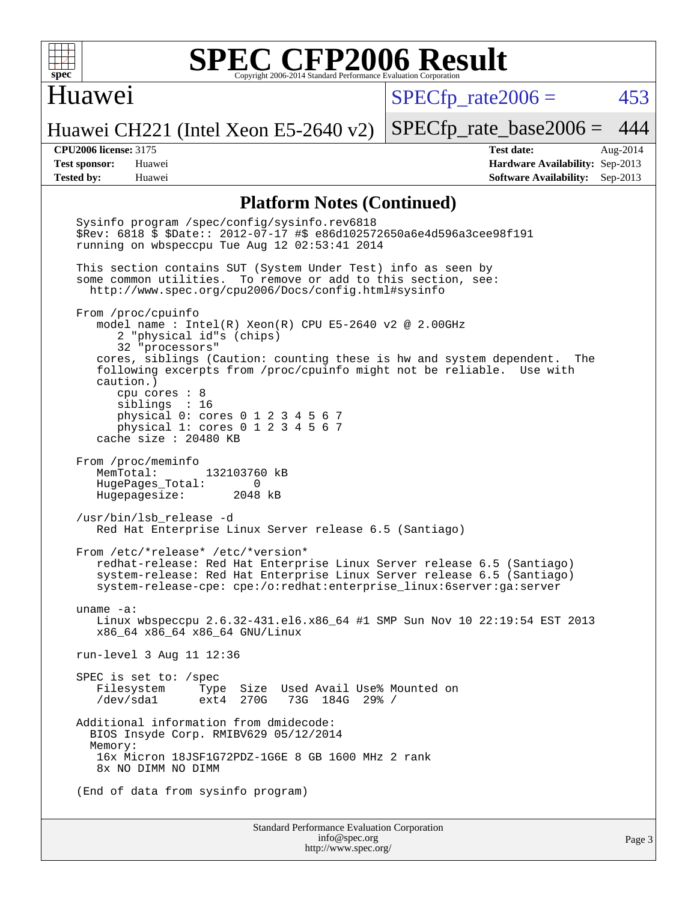## Platform Notes (Continued)

```
Sysinfo program /spec/config/sysinfo.rev6818
$Rev: 6818 $ $Date:: 2012-07-17 #$ e86d102572650a6e4d596a3cee98f191
running on wbspeccpu Tue Aug 12 02:53:41 2014

This section contains SUT (System Under Test) info as seen by
some common utilities.  To remove or add to this section, see:
  http://www.spec.org/cpu2006/Docs/config.html#sysinfo

From /proc/cpuinfo
   model name : Intel(R) Xeon(R) CPU E5-2640 v2 @ 2.00GHz
      2 "physical id"s (chips)
      32 "processors"
   cores, siblings (Caution: counting these is hw and system dependent.  The
   following excerpts from /proc/cpuinfo might not be reliable.  Use with
   caution.)
      cpu cores : 8
      siblings  : 16
      physical 0: cores 0 1 2 3 4 5 6 7
      physical 1: cores 0 1 2 3 4 5 6 7
   cache size : 20480 KB

From /proc/meminfo
   MemTotal:       132103760 kB
   HugePages_Total:       0
   Hugepagesize:       2048 kB

/usr/bin/lsb_release -d
   Red Hat Enterprise Linux Server release 6.5 (Santiago)

From /etc/*release* /etc/*version*
   redhat-release: Red Hat Enterprise Linux Server release 6.5 (Santiago)
   system-release: Red Hat Enterprise Linux Server release 6.5 (Santiago)
   system-release-cpe: cpe:/o:redhat:enterprise_linux:6server:ga:server

uname -a:
   Linux wbspeccpu 2.6.32-431.el6.x86_64 #1 SMP Sun Nov 10 22:19:54 EST 2013
   x86_64 x86_64 x86_64 GNU/Linux

run-level 3 Aug 11 12:36

SPEC is set to: /spec
   Filesystem     Type  Size  Used Avail Use% Mounted on
   /dev/sda1      ext4  270G   73G  184G  29% /

Additional information from dmidecode:
  BIOS Insyde Corp. RMIBV629 05/12/2014
  Memory:
   16x Micron 18JSF1G72PDZ-1G6E 8 GB 1600 MHz 2 rank
   8x NO DIMM NO DIMM

(End of data from sysinfo program)
```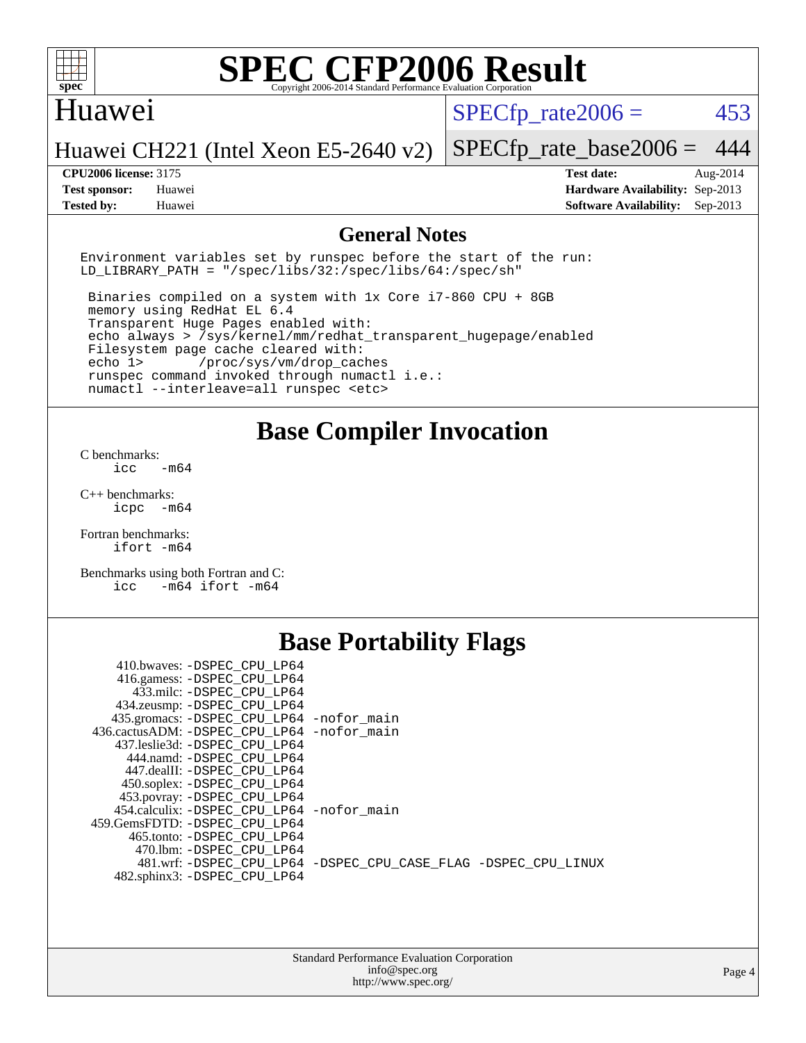# SPEC CFP2006 Result

Copyright 2006-2014 Standard Performance Evaluation Corporation

## Huawei

Huawei CH221 (Intel Xeon E5-2640 v2)

SPECfp_rate2006 = 453

SPECfp_rate_base2006 = 444

| | | | |
|---|---|---|---|
| **CPU2006 license:** | 3175 | **Test date:** | Aug-2014 |
| **Test sponsor:** | Huawei | **Hardware Availability:** | Sep-2013 |
| **Tested by:** | Huawei | **Software Availability:** | Sep-2013 |

## General Notes

```
Environment variables set by runspec before the start of the run:
LD_LIBRARY_PATH = "/spec/libs/32:/spec/libs/64:/spec/sh"

 Binaries compiled on a system with 1x Core i7-860 CPU + 8GB
 memory using RedHat EL 6.4
 Transparent Huge Pages enabled with:
 echo always > /sys/kernel/mm/redhat_transparent_hugepage/enabled
 Filesystem page cache cleared with:
 echo 1>       /proc/sys/vm/drop_caches
 runspec command invoked through numactl i.e.:
 numactl --interleave=all runspec <etc>
```

## Base Compiler Invocation

C benchmarks:
```
icc   -m64
```

C++ benchmarks:
```
icpc  -m64
```

Fortran benchmarks:
```
ifort -m64
```

Benchmarks using both Fortran and C:
```
icc   -m64 ifort -m64
```

## Base Portability Flags

```
     410.bwaves: -DSPEC_CPU_LP64
     416.gamess: -DSPEC_CPU_LP64
       433.milc: -DSPEC_CPU_LP64
     434.zeusmp: -DSPEC_CPU_LP64
    435.gromacs: -DSPEC_CPU_LP64 -nofor_main
 436.cactusADM: -DSPEC_CPU_LP64 -nofor_main
    437.leslie3d: -DSPEC_CPU_LP64
      444.namd: -DSPEC_CPU_LP64
     447.dealII: -DSPEC_CPU_LP64
     450.soplex: -DSPEC_CPU_LP64
     453.povray: -DSPEC_CPU_LP64
   454.calculix: -DSPEC_CPU_LP64 -nofor_main
  459.GemsFDTD: -DSPEC_CPU_LP64
      465.tonto: -DSPEC_CPU_LP64
       470.lbm: -DSPEC_CPU_LP64
       481.wrf: -DSPEC_CPU_LP64 -DSPEC_CPU_CASE_FLAG -DSPEC_CPU_LINUX
   482.sphinx3: -DSPEC_CPU_LP64
```

Standard Performance Evaluation Corporation
info@spec.org
http://www.spec.org/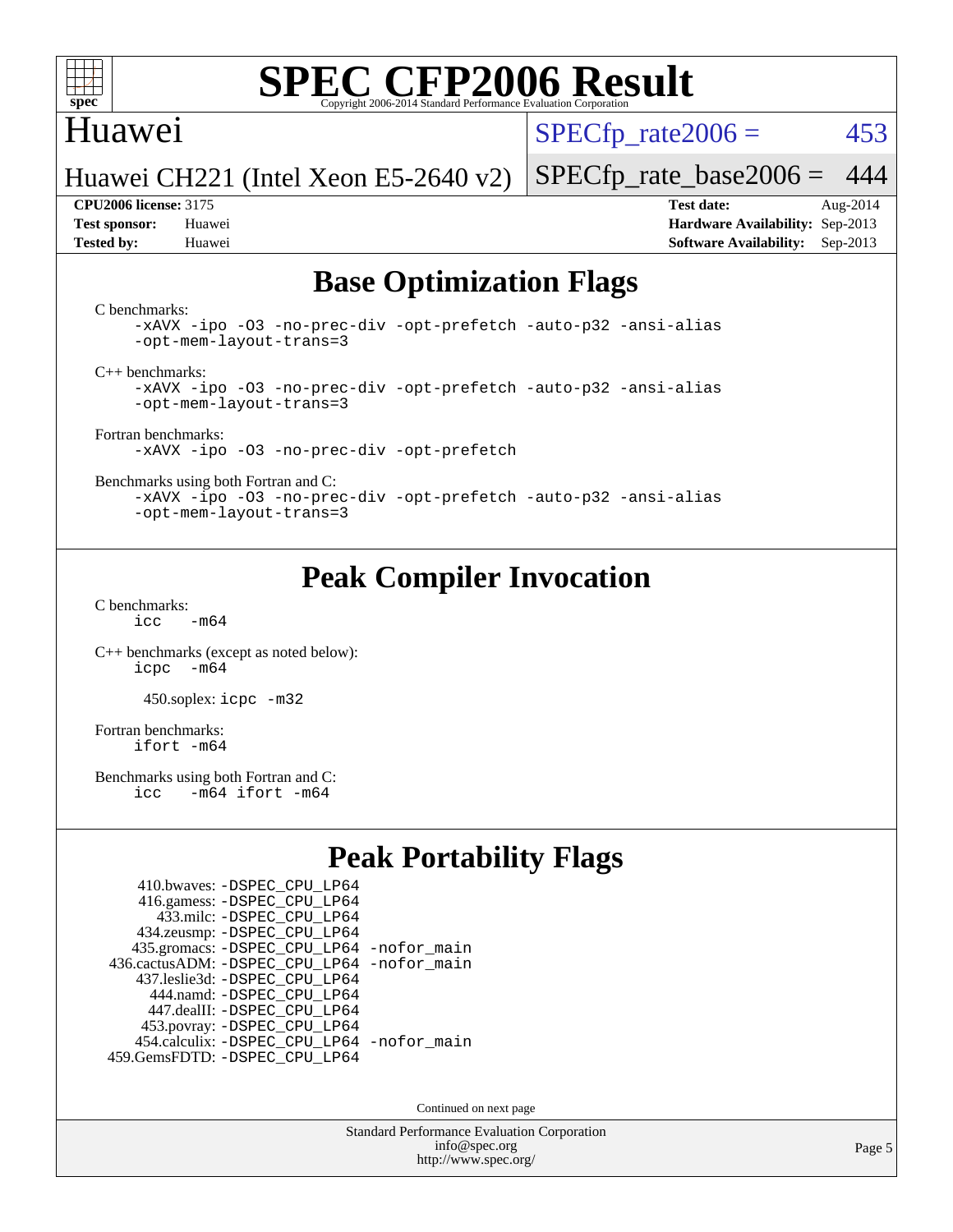# SPEC CFP2006 Result

Copyright 2006-2014 Standard Performance Evaluation Corporation

## Huawei

Huawei CH221 (Intel Xeon E5-2640 v2)

SPECfp_rate2006 = 453

SPECfp_rate_base2006 = 444

| | | | |
|---|---|---|---|
| **CPU2006 license:** | 3175 | **Test date:** | Aug-2014 |
| **Test sponsor:** | Huawei | **Hardware Availability:** | Sep-2013 |
| **Tested by:** | Huawei | **Software Availability:** | Sep-2013 |

## Base Optimization Flags

C benchmarks:

```
-xAVX -ipo -O3 -no-prec-div -opt-prefetch -auto-p32 -ansi-alias
-opt-mem-layout-trans=3
```

C++ benchmarks:

```
-xAVX -ipo -O3 -no-prec-div -opt-prefetch -auto-p32 -ansi-alias
-opt-mem-layout-trans=3
```

Fortran benchmarks:

```
-xAVX -ipo -O3 -no-prec-div -opt-prefetch
```

Benchmarks using both Fortran and C:

```
-xAVX -ipo -O3 -no-prec-div -opt-prefetch -auto-p32 -ansi-alias
-opt-mem-layout-trans=3
```

## Peak Compiler Invocation

C benchmarks:

```
icc   -m64
```

C++ benchmarks (except as noted below):

```
icpc  -m64
```

450.soplex: `icpc -m32`

Fortran benchmarks:

```
ifort -m64
```

Benchmarks using both Fortran and C:

```
icc   -m64 ifort -m64
```

## Peak Portability Flags

```
     410.bwaves: -DSPEC_CPU_LP64
     416.gamess: -DSPEC_CPU_LP64
       433.milc: -DSPEC_CPU_LP64
     434.zeusmp: -DSPEC_CPU_LP64
    435.gromacs: -DSPEC_CPU_LP64 -nofor_main
 436.cactusADM: -DSPEC_CPU_LP64 -nofor_main
   437.leslie3d: -DSPEC_CPU_LP64
       444.namd: -DSPEC_CPU_LP64
    447.dealII: -DSPEC_CPU_LP64
     453.povray: -DSPEC_CPU_LP64
   454.calculix: -DSPEC_CPU_LP64 -nofor_main
 459.GemsFDTD: -DSPEC_CPU_LP64
```

Continued on next page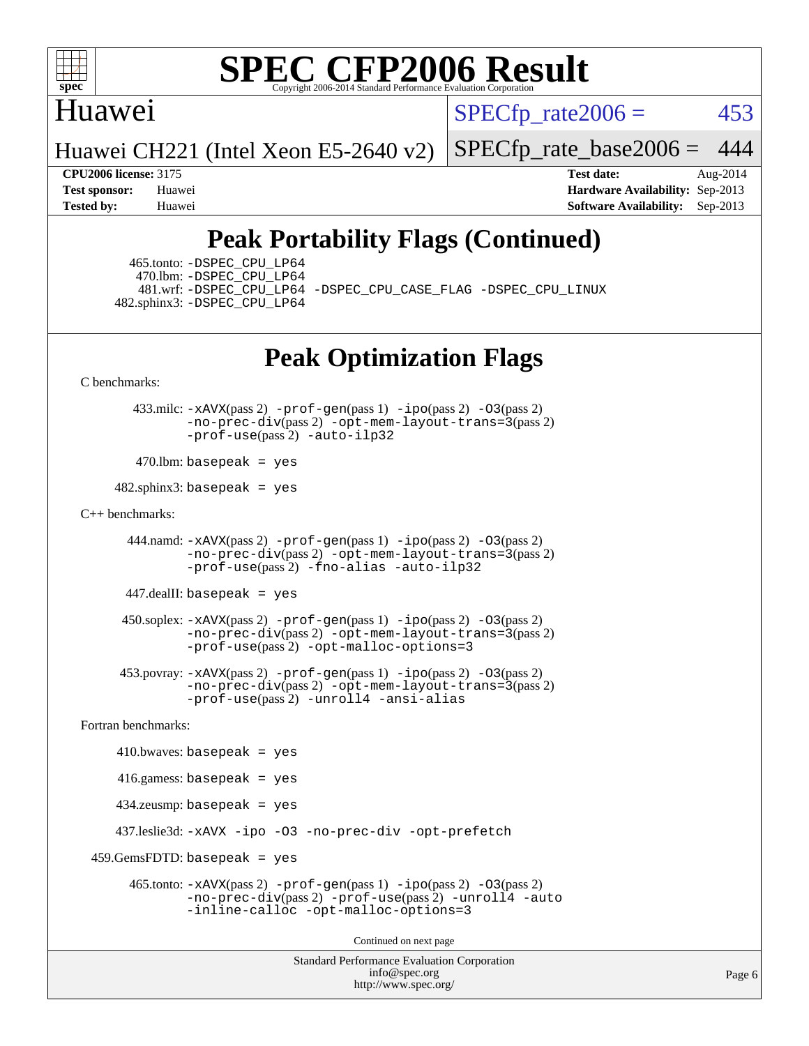# Peak Portability Flags (Continued)

465.tonto: -DSPEC_CPU_LP64
470.lbm: -DSPEC_CPU_LP64
481.wrf: -DSPEC_CPU_LP64 -DSPEC_CPU_CASE_FLAG -DSPEC_CPU_LINUX
482.sphinx3: -DSPEC_CPU_LP64

# Peak Optimization Flags

C benchmarks:

433.milc: -xAVX(pass 2) -prof-gen(pass 1) -ipo(pass 2) -O3(pass 2) -no-prec-div(pass 2) -opt-mem-layout-trans=3(pass 2) -prof-use(pass 2) -auto-ilp32

470.lbm: basepeak = yes

482.sphinx3: basepeak = yes

C++ benchmarks:

444.namd: -xAVX(pass 2) -prof-gen(pass 1) -ipo(pass 2) -O3(pass 2) -no-prec-div(pass 2) -opt-mem-layout-trans=3(pass 2) -prof-use(pass 2) -fno-alias -auto-ilp32

447.dealII: basepeak = yes

450.soplex: -xAVX(pass 2) -prof-gen(pass 1) -ipo(pass 2) -O3(pass 2) -no-prec-div(pass 2) -opt-mem-layout-trans=3(pass 2) -prof-use(pass 2) -opt-malloc-options=3

453.povray: -xAVX(pass 2) -prof-gen(pass 1) -ipo(pass 2) -O3(pass 2) -no-prec-div(pass 2) -opt-mem-layout-trans=3(pass 2) -prof-use(pass 2) -unroll4 -ansi-alias

Fortran benchmarks:

410.bwaves: basepeak = yes

416.gamess: basepeak = yes

434.zeusmp: basepeak = yes

437.leslie3d: -xAVX -ipo -O3 -no-prec-div -opt-prefetch

459.GemsFDTD: basepeak = yes

465.tonto: -xAVX(pass 2) -prof-gen(pass 1) -ipo(pass 2) -O3(pass 2) -no-prec-div(pass 2) -prof-use(pass 2) -unroll4 -auto -inline-calloc -opt-malloc-options=3

Continued on next page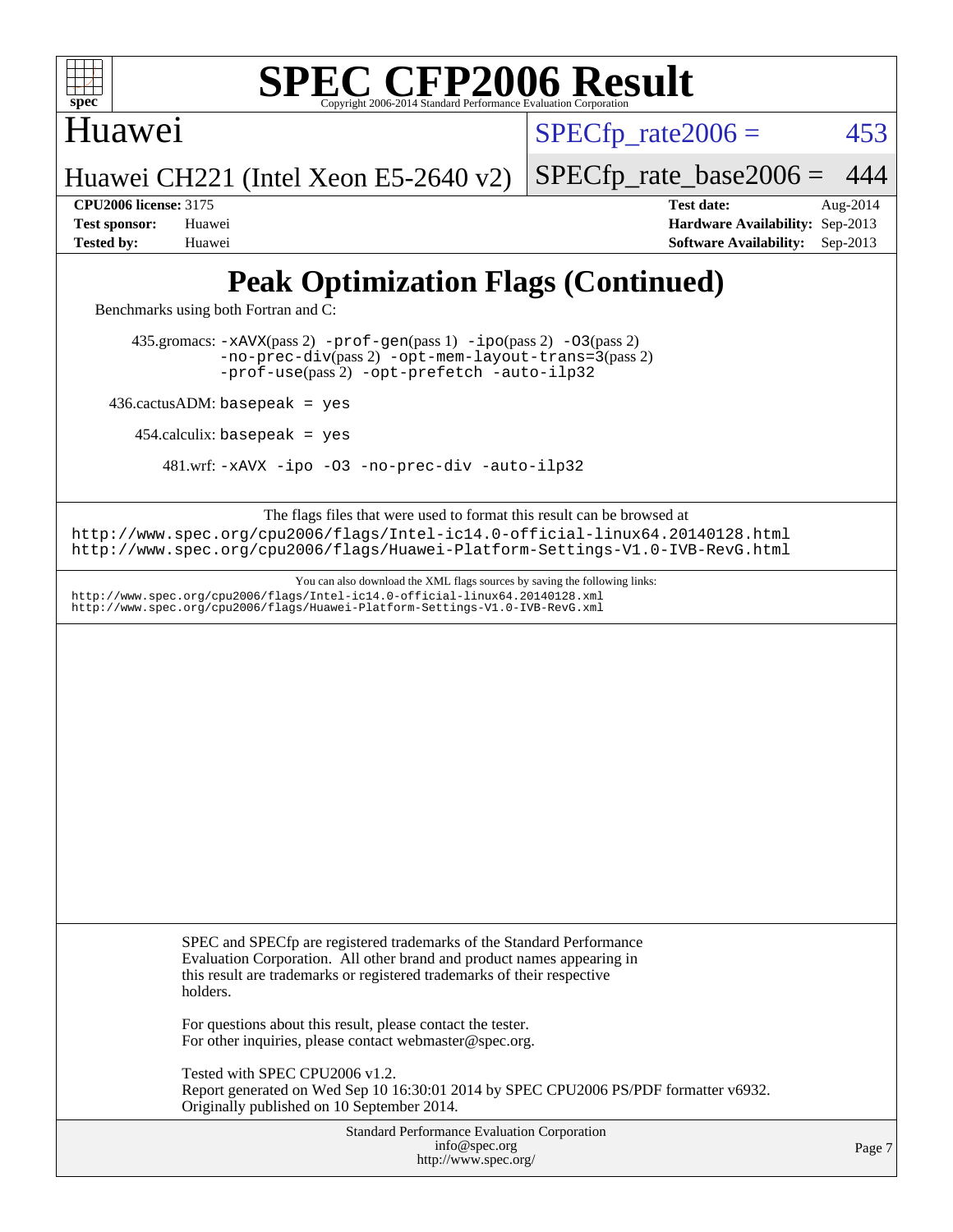# Peak Optimization Flags (Continued)

Benchmarks using both Fortran and C:

435.gromacs: -xAVX(pass 2) -prof-gen(pass 1) -ipo(pass 2) -O3(pass 2) -no-prec-div(pass 2) -opt-mem-layout-trans=3(pass 2) -prof-use(pass 2) -opt-prefetch -auto-ilp32

436.cactusADM: basepeak = yes

454.calculix: basepeak = yes

481.wrf: -xAVX -ipo -O3 -no-prec-div -auto-ilp32

The flags files that were used to format this result can be browsed at
http://www.spec.org/cpu2006/flags/Intel-ic14.0-official-linux64.20140128.html
http://www.spec.org/cpu2006/flags/Huawei-Platform-Settings-V1.0-IVB-RevG.html

You can also download the XML flags sources by saving the following links:
http://www.spec.org/cpu2006/flags/Intel-ic14.0-official-linux64.20140128.xml
http://www.spec.org/cpu2006/flags/Huawei-Platform-Settings-V1.0-IVB-RevG.xml

SPEC and SPECfp are registered trademarks of the Standard Performance Evaluation Corporation. All other brand and product names appearing in this result are trademarks or registered trademarks of their respective holders.

For questions about this result, please contact the tester.
For other inquiries, please contact webmaster@spec.org.

Tested with SPEC CPU2006 v1.2.
Report generated on Wed Sep 10 16:30:01 2014 by SPEC CPU2006 PS/PDF formatter v6932.
Originally published on 10 September 2014.